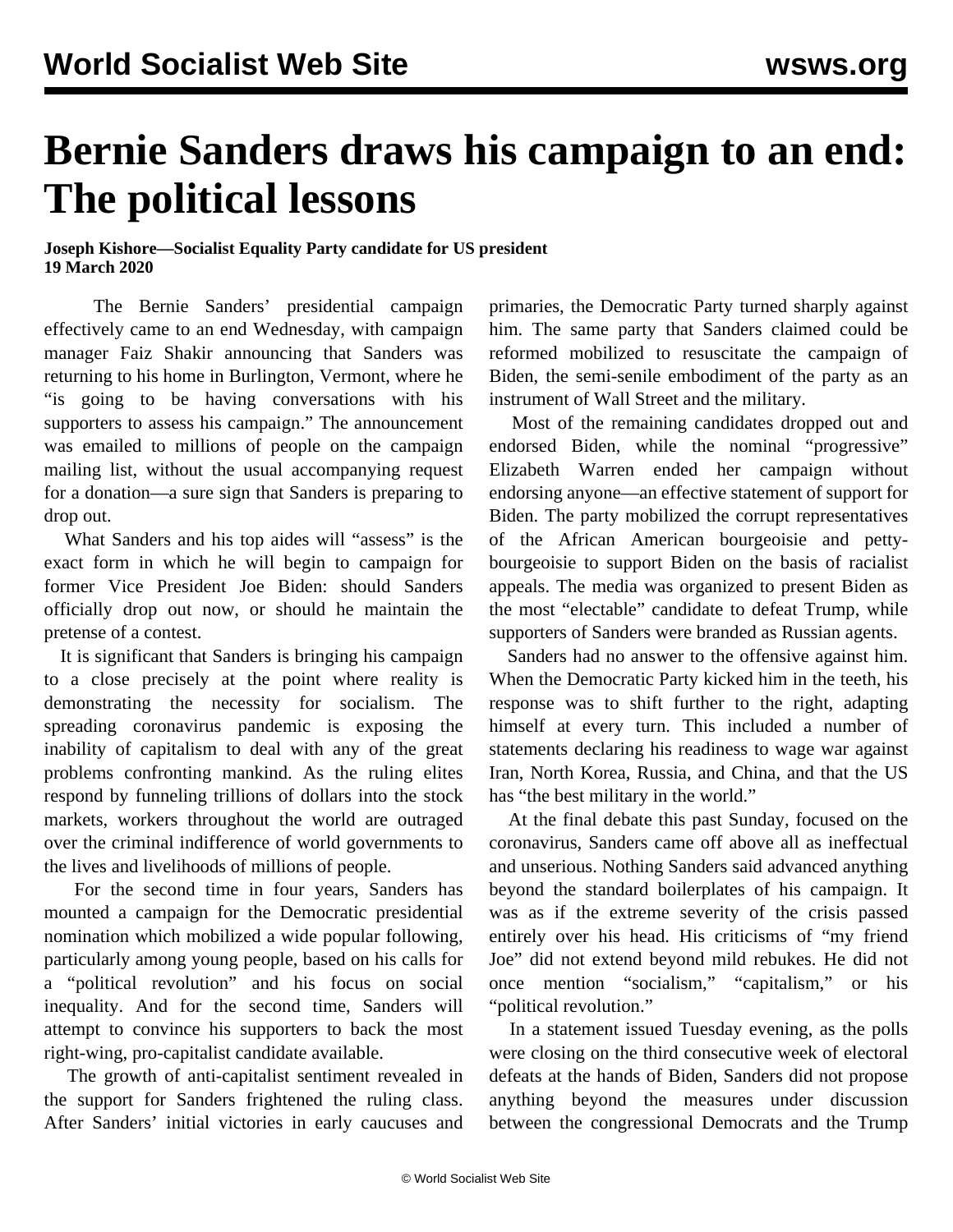# Bernie Sanders draws his campaign to an end: The political lessons

**Joseph Kishore—Socialist Equality Party candidate for US president**
**19 March 2020**

The Bernie Sanders' presidential campaign effectively came to an end Wednesday, with campaign manager Faiz Shakir announcing that Sanders was returning to his home in Burlington, Vermont, where he "is going to be having conversations with his supporters to assess his campaign." The announcement was emailed to millions of people on the campaign mailing list, without the usual accompanying request for a donation—a sure sign that Sanders is preparing to drop out.

What Sanders and his top aides will "assess" is the exact form in which he will begin to campaign for former Vice President Joe Biden: should Sanders officially drop out now, or should he maintain the pretense of a contest.

It is significant that Sanders is bringing his campaign to a close precisely at the point where reality is demonstrating the necessity for socialism. The spreading coronavirus pandemic is exposing the inability of capitalism to deal with any of the great problems confronting mankind. As the ruling elites respond by funneling trillions of dollars into the stock markets, workers throughout the world are outraged over the criminal indifference of world governments to the lives and livelihoods of millions of people.

For the second time in four years, Sanders has mounted a campaign for the Democratic presidential nomination which mobilized a wide popular following, particularly among young people, based on his calls for a "political revolution" and his focus on social inequality. And for the second time, Sanders will attempt to convince his supporters to back the most right-wing, pro-capitalist candidate available.

The growth of anti-capitalist sentiment revealed in the support for Sanders frightened the ruling class. After Sanders' initial victories in early caucuses and primaries, the Democratic Party turned sharply against him. The same party that Sanders claimed could be reformed mobilized to resuscitate the campaign of Biden, the semi-senile embodiment of the party as an instrument of Wall Street and the military.

Most of the remaining candidates dropped out and endorsed Biden, while the nominal "progressive" Elizabeth Warren ended her campaign without endorsing anyone—an effective statement of support for Biden. The party mobilized the corrupt representatives of the African American bourgeoisie and petty-bourgeoisie to support Biden on the basis of racialist appeals. The media was organized to present Biden as the most "electable" candidate to defeat Trump, while supporters of Sanders were branded as Russian agents.

Sanders had no answer to the offensive against him. When the Democratic Party kicked him in the teeth, his response was to shift further to the right, adapting himself at every turn. This included a number of statements declaring his readiness to wage war against Iran, North Korea, Russia, and China, and that the US has "the best military in the world."

At the final debate this past Sunday, focused on the coronavirus, Sanders came off above all as ineffectual and unserious. Nothing Sanders said advanced anything beyond the standard boilerplates of his campaign. It was as if the extreme severity of the crisis passed entirely over his head. His criticisms of "my friend Joe" did not extend beyond mild rebukes. He did not once mention "socialism," "capitalism," or his "political revolution."

In a statement issued Tuesday evening, as the polls were closing on the third consecutive week of electoral defeats at the hands of Biden, Sanders did not propose anything beyond the measures under discussion between the congressional Democrats and the Trump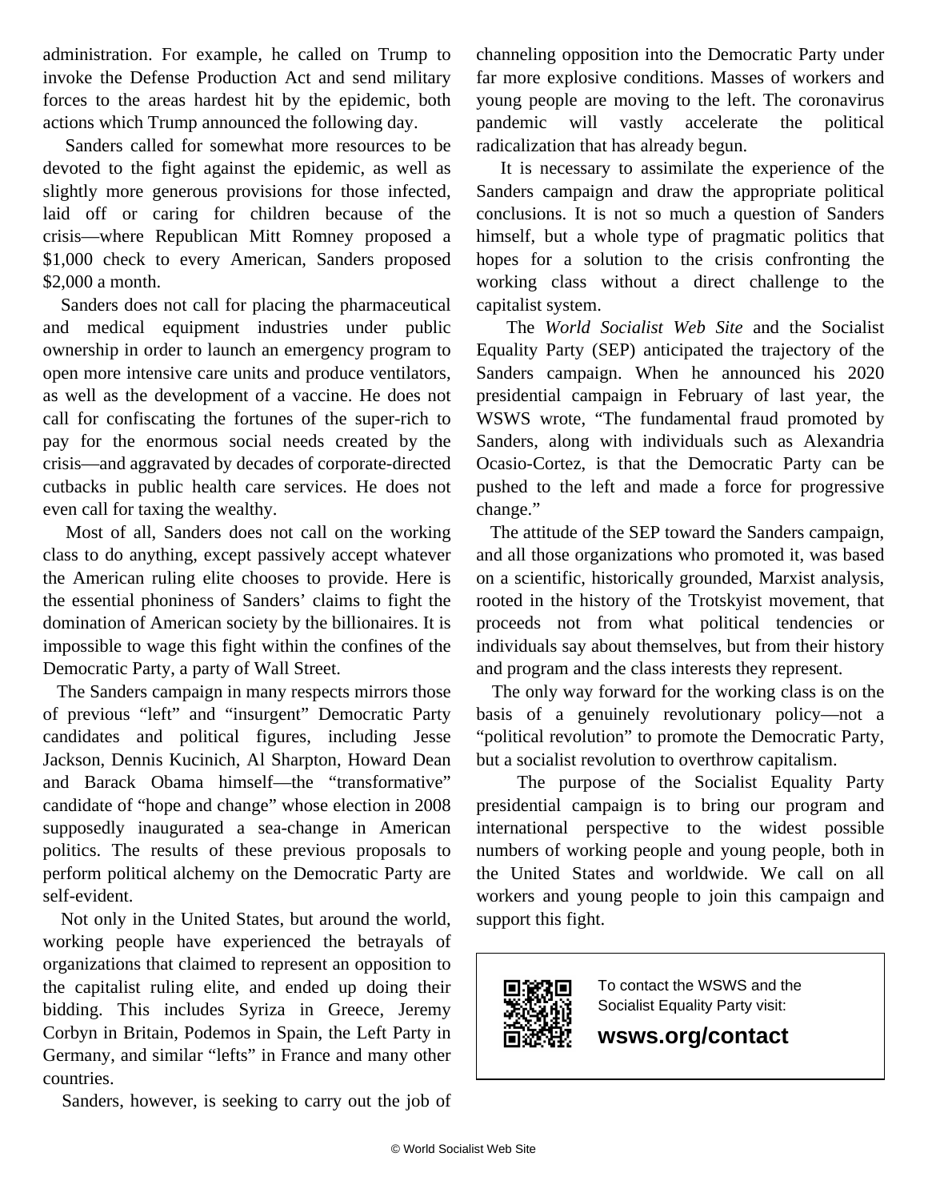administration. For example, he called on Trump to invoke the Defense Production Act and send military forces to the areas hardest hit by the epidemic, both actions which Trump announced the following day.

Sanders called for somewhat more resources to be devoted to the fight against the epidemic, as well as slightly more generous provisions for those infected, laid off or caring for children because of the crisis—where Republican Mitt Romney proposed a $1,000 check to every American, Sanders proposed $2,000 a month.

Sanders does not call for placing the pharmaceutical and medical equipment industries under public ownership in order to launch an emergency program to open more intensive care units and produce ventilators, as well as the development of a vaccine. He does not call for confiscating the fortunes of the super-rich to pay for the enormous social needs created by the crisis—and aggravated by decades of corporate-directed cutbacks in public health care services. He does not even call for taxing the wealthy.

Most of all, Sanders does not call on the working class to do anything, except passively accept whatever the American ruling elite chooses to provide. Here is the essential phoniness of Sanders' claims to fight the domination of American society by the billionaires. It is impossible to wage this fight within the confines of the Democratic Party, a party of Wall Street.

The Sanders campaign in many respects mirrors those of previous "left" and "insurgent" Democratic Party candidates and political figures, including Jesse Jackson, Dennis Kucinich, Al Sharpton, Howard Dean and Barack Obama himself—the "transformative" candidate of "hope and change" whose election in 2008 supposedly inaugurated a sea-change in American politics. The results of these previous proposals to perform political alchemy on the Democratic Party are self-evident.

Not only in the United States, but around the world, working people have experienced the betrayals of organizations that claimed to represent an opposition to the capitalist ruling elite, and ended up doing their bidding. This includes Syriza in Greece, Jeremy Corbyn in Britain, Podemos in Spain, the Left Party in Germany, and similar "lefts" in France and many other countries.

Sanders, however, is seeking to carry out the job of channeling opposition into the Democratic Party under far more explosive conditions. Masses of workers and young people are moving to the left. The coronavirus pandemic will vastly accelerate the political radicalization that has already begun.

It is necessary to assimilate the experience of the Sanders campaign and draw the appropriate political conclusions. It is not so much a question of Sanders himself, but a whole type of pragmatic politics that hopes for a solution to the crisis confronting the working class without a direct challenge to the capitalist system.

The *World Socialist Web Site* and the Socialist Equality Party (SEP) anticipated the trajectory of the Sanders campaign. When he announced his 2020 presidential campaign in February of last year, the WSWS wrote, "The fundamental fraud promoted by Sanders, along with individuals such as Alexandria Ocasio-Cortez, is that the Democratic Party can be pushed to the left and made a force for progressive change."

The attitude of the SEP toward the Sanders campaign, and all those organizations who promoted it, was based on a scientific, historically grounded, Marxist analysis, rooted in the history of the Trotskyist movement, that proceeds not from what political tendencies or individuals say about themselves, but from their history and program and the class interests they represent.

The only way forward for the working class is on the basis of a genuinely revolutionary policy—not a "political revolution" to promote the Democratic Party, but a socialist revolution to overthrow capitalism.

The purpose of the Socialist Equality Party presidential campaign is to bring our program and international perspective to the widest possible numbers of working people and young people, both in the United States and worldwide. We call on all workers and young people to join this campaign and support this fight.

To contact the WSWS and the Socialist Equality Party visit:

**wsws.org/contact**